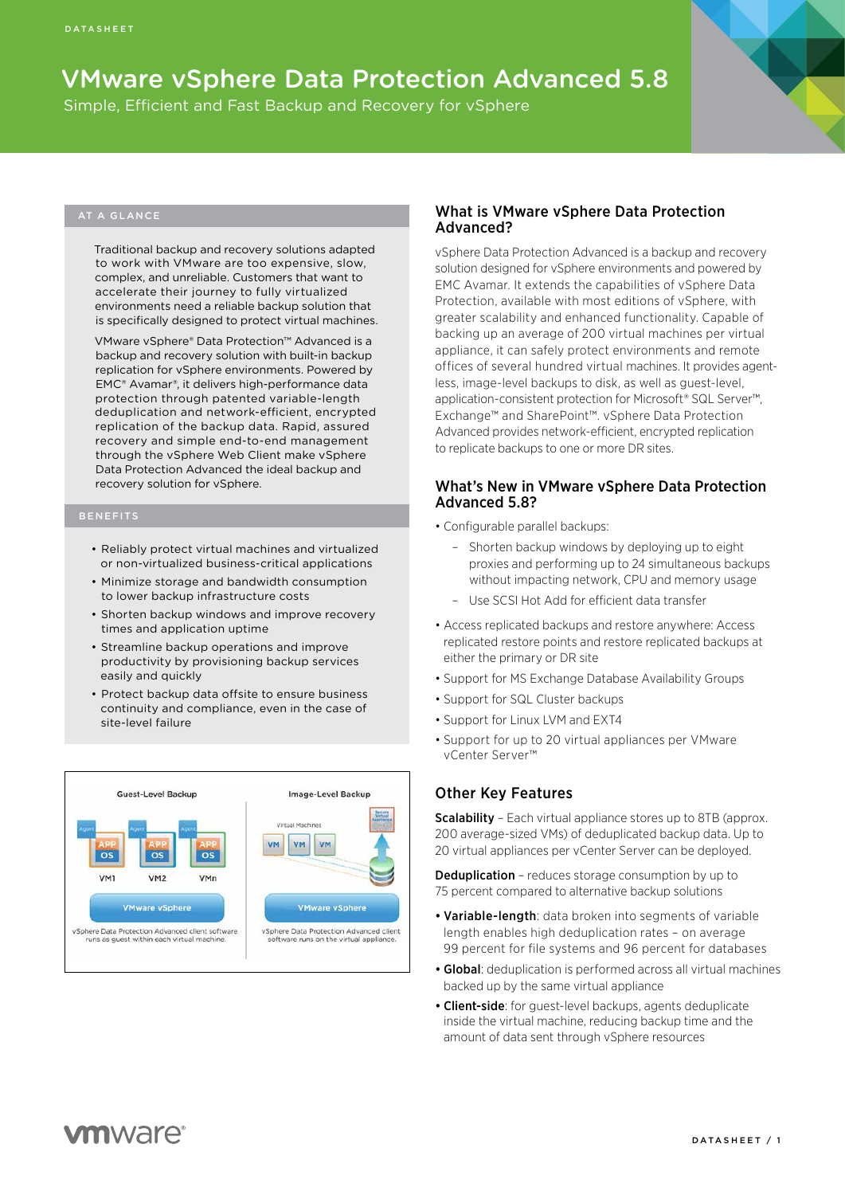DATASHEET

# VMware vSphere Data Protection Advanced 5.8

Simple, Efficient and Fast Backup and Recovery for vSphere

## AT A GLANCE

Traditional backup and recovery solutions adapted to work with VMware are too expensive, slow, complex, and unreliable. Customers that want to accelerate their journey to fully virtualized environments need a reliable backup solution that is specifically designed to protect virtual machines.

VMware vSphere® Data Protection™ Advanced is a backup and recovery solution with built-in backup replication for vSphere environments. Powered by EMC® Avamar®, it delivers high-performance data protection through patented variable-length deduplication and network-efficient, encrypted replication of the backup data. Rapid, assured recovery and simple end-to-end management through the vSphere Web Client make vSphere Data Protection Advanced the ideal backup and recovery solution for vSphere.

## BENEFITS

- Reliably protect virtual machines and virtualized or non-virtualized business-critical applications
- Minimize storage and bandwidth consumption to lower backup infrastructure costs
- Shorten backup windows and improve recovery times and application uptime
- Streamline backup operations and improve productivity by provisioning backup services easily and quickly
- Protect backup data offsite to ensure business continuity and compliance, even in the case of site-level failure

Guest-Level Backup

vSphere Data Protection Advanced client software runs as guest within each virtual machine.

Image-Level Backup

vSphere Data Protection Advanced client software runs on the virtual appliance.

## What is VMware vSphere Data Protection Advanced?

vSphere Data Protection Advanced is a backup and recovery solution designed for vSphere environments and powered by EMC Avamar. It extends the capabilities of vSphere Data Protection, available with most editions of vSphere, with greater scalability and enhanced functionality. Capable of backing up an average of 200 virtual machines per virtual appliance, it can safely protect environments and remote offices of several hundred virtual machines. It provides agent-less, image-level backups to disk, as well as guest-level, application-consistent protection for Microsoft® SQL Server™, Exchange™ and SharePoint™. vSphere Data Protection Advanced provides network-efficient, encrypted replication to replicate backups to one or more DR sites.

## What's New in VMware vSphere Data Protection Advanced 5.8?

- Configurable parallel backups:
  - Shorten backup windows by deploying up to eight proxies and performing up to 24 simultaneous backups without impacting network, CPU and memory usage
  - Use SCSI Hot Add for efficient data transfer
- Access replicated backups and restore anywhere: Access replicated restore points and restore replicated backups at either the primary or DR site
- Support for MS Exchange Database Availability Groups
- Support for SQL Cluster backups
- Support for Linux LVM and EXT4
- Support for up to 20 virtual appliances per VMware vCenter Server™

## Other Key Features

**Scalability** – Each virtual appliance stores up to 8TB (approx. 200 average-sized VMs) of deduplicated backup data. Up to 20 virtual appliances per vCenter Server can be deployed.

**Deduplication** – reduces storage consumption by up to 75 percent compared to alternative backup solutions

- **Variable-length**: data broken into segments of variable length enables high deduplication rates – on average 99 percent for file systems and 96 percent for databases
- **Global**: deduplication is performed across all virtual machines backed up by the same virtual appliance
- **Client-side**: for guest-level backups, agents deduplicate inside the virtual machine, reducing backup time and the amount of data sent through vSphere resources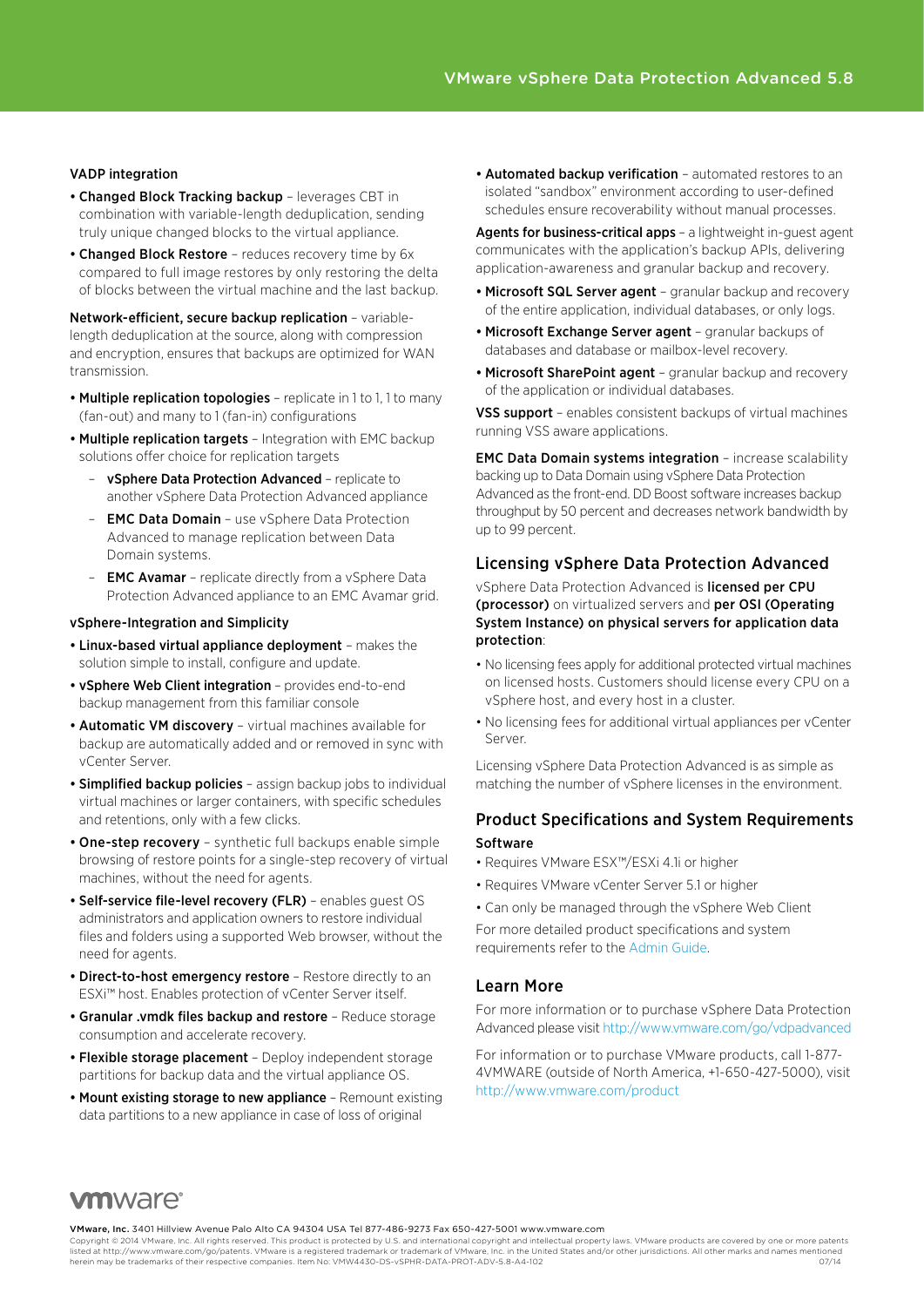**VADP integration**

- **Changed Block Tracking backup** – leverages CBT in combination with variable-length deduplication, sending truly unique changed blocks to the virtual appliance.
- **Changed Block Restore** – reduces recovery time by 6x compared to full image restores by only restoring the delta of blocks between the virtual machine and the last backup.

**Network-efficient, secure backup replication** – variable-length deduplication at the source, along with compression and encryption, ensures that backups are optimized for WAN transmission.

- **Multiple replication topologies** – replicate in 1 to 1, 1 to many (fan-out) and many to 1 (fan-in) configurations
- **Multiple replication targets** – Integration with EMC backup solutions offer choice for replication targets
  - **vSphere Data Protection Advanced** – replicate to another vSphere Data Protection Advanced appliance
  - **EMC Data Domain** – use vSphere Data Protection Advanced to manage replication between Data Domain systems.
  - **EMC Avamar** – replicate directly from a vSphere Data Protection Advanced appliance to an EMC Avamar grid.

**vSphere-Integration and Simplicity**

- **Linux-based virtual appliance deployment** – makes the solution simple to install, configure and update.
- **vSphere Web Client integration** – provides end-to-end backup management from this familiar console
- **Automatic VM discovery** – virtual machines available for backup are automatically added and or removed in sync with vCenter Server.
- **Simplified backup policies** – assign backup jobs to individual virtual machines or larger containers, with specific schedules and retentions, only with a few clicks.
- **One-step recovery** – synthetic full backups enable simple browsing of restore points for a single-step recovery of virtual machines, without the need for agents.
- **Self-service file-level recovery (FLR)** – enables guest OS administrators and application owners to restore individual files and folders using a supported Web browser, without the need for agents.
- **Direct-to-host emergency restore** – Restore directly to an ESXi™ host. Enables protection of vCenter Server itself.
- **Granular .vmdk files backup and restore** – Reduce storage consumption and accelerate recovery.
- **Flexible storage placement** – Deploy independent storage partitions for backup data and the virtual appliance OS.
- **Mount existing storage to new appliance** – Remount existing data partitions to a new appliance in case of loss of original
- **Automated backup verification** – automated restores to an isolated "sandbox" environment according to user-defined schedules ensure recoverability without manual processes.

**Agents for business-critical apps** – a lightweight in-guest agent communicates with the application's backup APIs, delivering application-awareness and granular backup and recovery.

- **Microsoft SQL Server agent** – granular backup and recovery of the entire application, individual databases, or only logs.
- **Microsoft Exchange Server agent** – granular backups of databases and database or mailbox-level recovery.
- **Microsoft SharePoint agent** – granular backup and recovery of the application or individual databases.

**VSS support** – enables consistent backups of virtual machines running VSS aware applications.

**EMC Data Domain systems integration** – increase scalability backing up to Data Domain using vSphere Data Protection Advanced as the front-end. DD Boost software increases backup throughput by 50 percent and decreases network bandwidth by up to 99 percent.

## Licensing vSphere Data Protection Advanced

vSphere Data Protection Advanced is **licensed per CPU (processor)** on virtualized servers and **per OSI (Operating System Instance) on physical servers for application data protection**:

- No licensing fees apply for additional protected virtual machines on licensed hosts. Customers should license every CPU on a vSphere host, and every host in a cluster.
- No licensing fees for additional virtual appliances per vCenter Server.

Licensing vSphere Data Protection Advanced is as simple as matching the number of vSphere licenses in the environment.

## Product Specifications and System Requirements

**Software**

- Requires VMware ESX™/ESXi 4.1i or higher
- Requires VMware vCenter Server 5.1 or higher
- Can only be managed through the vSphere Web Client

For more detailed product specifications and system requirements refer to the Admin Guide.

## Learn More

For more information or to purchase vSphere Data Protection Advanced please visit http://www.vmware.com/go/vdpadvanced

For information or to purchase VMware products, call 1-877-4VMWARE (outside of North America, +1-650-427-5000), visit http://www.vmware.com/product

**VMware, Inc.** 3401 Hillview Avenue Palo Alto CA 94304 USA Tel 877-486-9273 Fax 650-427-5001 www.vmware.com
Copyright © 2014 VMware, Inc. All rights reserved. This product is protected by U.S. and international copyright and intellectual property laws. VMware products are covered by one or more patents listed at http://www.vmware.com/go/patents. VMware is a registered trademark or trademark of VMware, Inc. in the United States and/or other jurisdictions. All other marks and names mentioned herein may be trademarks of their respective companies. Item No: VMW4430-DS-vSPHR-DATA-PROT-ADV-5.8-A4-102 07/14